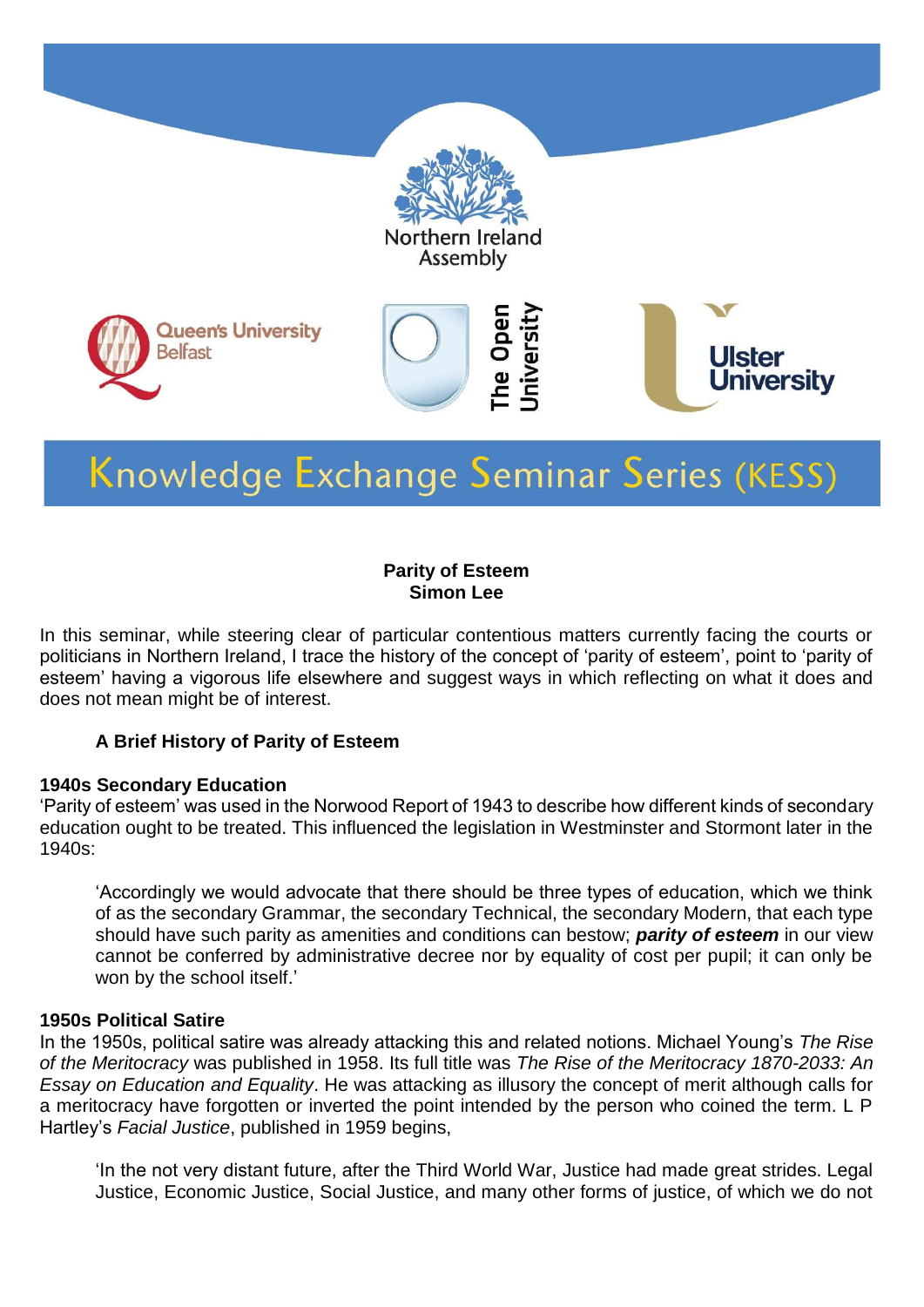Northern Ireland Assembly

Queen's University Belfast

The Open University

Ulster University

# Knowledge Exchange Seminar Series (KESS)

**Parity of Esteem**
**Simon Lee**

In this seminar, while steering clear of particular contentious matters currently facing the courts or politicians in Northern Ireland, I trace the history of the concept of 'parity of esteem', point to 'parity of esteem' having a vigorous life elsewhere and suggest ways in which reflecting on what it does and does not mean might be of interest.

## A Brief History of Parity of Esteem

### 1940s Secondary Education

'Parity of esteem' was used in the Norwood Report of 1943 to describe how different kinds of secondary education ought to be treated. This influenced the legislation in Westminster and Stormont later in the 1940s:

> 'Accordingly we would advocate that there should be three types of education, which we think of as the secondary Grammar, the secondary Technical, the secondary Modern, that each type should have such parity as amenities and conditions can bestow; ***parity of esteem*** in our view cannot be conferred by administrative decree nor by equality of cost per pupil; it can only be won by the school itself.'

### 1950s Political Satire

In the 1950s, political satire was already attacking this and related notions. Michael Young's *The Rise of the Meritocracy* was published in 1958. Its full title was *The Rise of the Meritocracy 1870-2033: An Essay on Education and Equality*. He was attacking as illusory the concept of merit although calls for a meritocracy have forgotten or inverted the point intended by the person who coined the term. L P Hartley's *Facial Justice*, published in 1959 begins,

> 'In the not very distant future, after the Third World War, Justice had made great strides. Legal Justice, Economic Justice, Social Justice, and many other forms of justice, of which we do not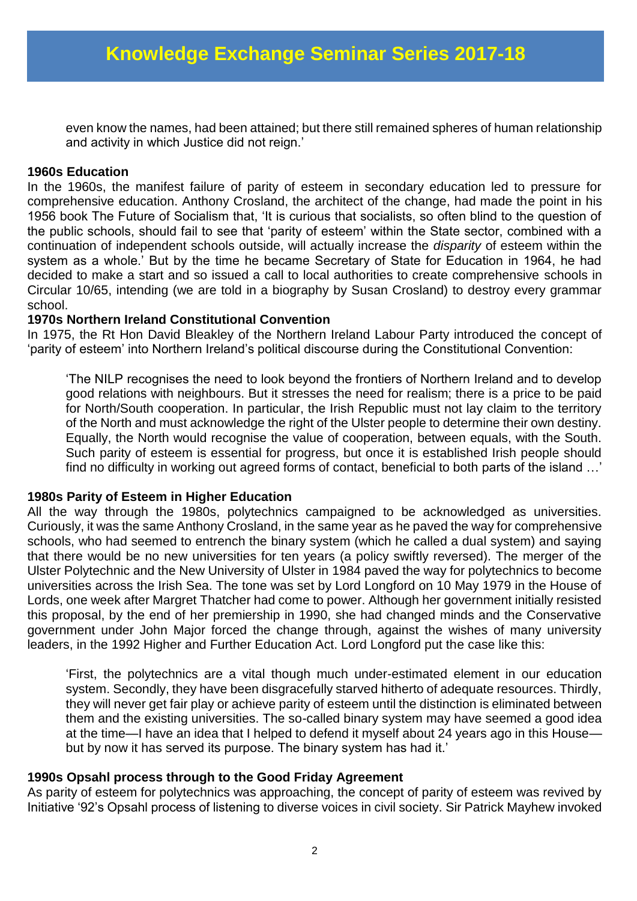> even know the names, had been attained; but there still remained spheres of human relationship and activity in which Justice did not reign.'

### 1960s Education

In the 1960s, the manifest failure of parity of esteem in secondary education led to pressure for comprehensive education. Anthony Crosland, the architect of the change, had made the point in his 1956 book The Future of Socialism that, 'It is curious that socialists, so often blind to the question of the public schools, should fail to see that 'parity of esteem' within the State sector, combined with a continuation of independent schools outside, will actually increase the *disparity* of esteem within the system as a whole.' But by the time he became Secretary of State for Education in 1964, he had decided to make a start and so issued a call to local authorities to create comprehensive schools in Circular 10/65, intending (we are told in a biography by Susan Crosland) to destroy every grammar school.

### 1970s Northern Ireland Constitutional Convention

In 1975, the Rt Hon David Bleakley of the Northern Ireland Labour Party introduced the concept of 'parity of esteem' into Northern Ireland's political discourse during the Constitutional Convention:

> 'The NILP recognises the need to look beyond the frontiers of Northern Ireland and to develop good relations with neighbours. But it stresses the need for realism; there is a price to be paid for North/South cooperation. In particular, the Irish Republic must not lay claim to the territory of the North and must acknowledge the right of the Ulster people to determine their own destiny. Equally, the North would recognise the value of cooperation, between equals, with the South. Such parity of esteem is essential for progress, but once it is established Irish people should find no difficulty in working out agreed forms of contact, beneficial to both parts of the island …'

### 1980s Parity of Esteem in Higher Education

All the way through the 1980s, polytechnics campaigned to be acknowledged as universities. Curiously, it was the same Anthony Crosland, in the same year as he paved the way for comprehensive schools, who had seemed to entrench the binary system (which he called a dual system) and saying that there would be no new universities for ten years (a policy swiftly reversed). The merger of the Ulster Polytechnic and the New University of Ulster in 1984 paved the way for polytechnics to become universities across the Irish Sea. The tone was set by Lord Longford on 10 May 1979 in the House of Lords, one week after Margret Thatcher had come to power. Although her government initially resisted this proposal, by the end of her premiership in 1990, she had changed minds and the Conservative government under John Major forced the change through, against the wishes of many university leaders, in the 1992 Higher and Further Education Act. Lord Longford put the case like this:

> 'First, the polytechnics are a vital though much under-estimated element in our education system. Secondly, they have been disgracefully starved hitherto of adequate resources. Thirdly, they will never get fair play or achieve parity of esteem until the distinction is eliminated between them and the existing universities. The so-called binary system may have seemed a good idea at the time—I have an idea that I helped to defend it myself about 24 years ago in this House—but by now it has served its purpose. The binary system has had it.'

### 1990s Opsahl process through to the Good Friday Agreement

As parity of esteem for polytechnics was approaching, the concept of parity of esteem was revived by Initiative '92's Opsahl process of listening to diverse voices in civil society. Sir Patrick Mayhew invoked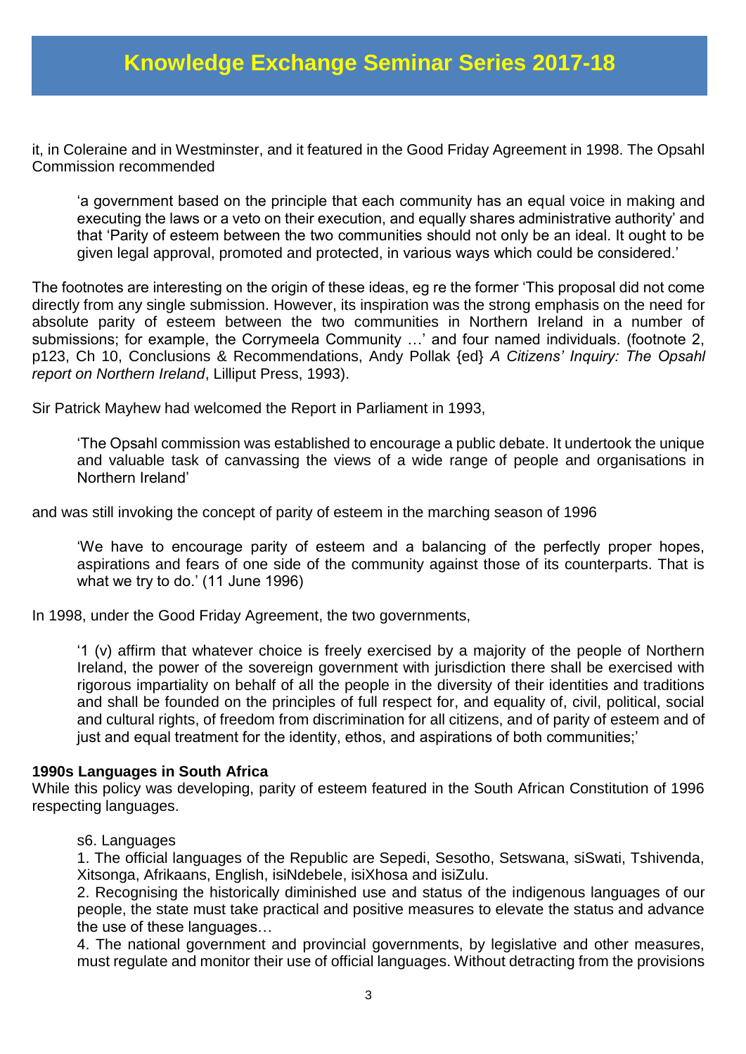it, in Coleraine and in Westminster, and it featured in the Good Friday Agreement in 1998. The Opsahl Commission recommended

> 'a government based on the principle that each community has an equal voice in making and executing the laws or a veto on their execution, and equally shares administrative authority' and that 'Parity of esteem between the two communities should not only be an ideal. It ought to be given legal approval, promoted and protected, in various ways which could be considered.'

The footnotes are interesting on the origin of these ideas, eg re the former 'This proposal did not come directly from any single submission. However, its inspiration was the strong emphasis on the need for absolute parity of esteem between the two communities in Northern Ireland in a number of submissions; for example, the Corrymeela Community …' and four named individuals. (footnote 2, p123, Ch 10, Conclusions & Recommendations, Andy Pollak {ed} *A Citizens' Inquiry: The Opsahl report on Northern Ireland*, Lilliput Press, 1993).

Sir Patrick Mayhew had welcomed the Report in Parliament in 1993,

> 'The Opsahl commission was established to encourage a public debate. It undertook the unique and valuable task of canvassing the views of a wide range of people and organisations in Northern Ireland'

and was still invoking the concept of parity of esteem in the marching season of 1996

> 'We have to encourage parity of esteem and a balancing of the perfectly proper hopes, aspirations and fears of one side of the community against those of its counterparts. That is what we try to do.' (11 June 1996)

In 1998, under the Good Friday Agreement, the two governments,

> '1 (v) affirm that whatever choice is freely exercised by a majority of the people of Northern Ireland, the power of the sovereign government with jurisdiction there shall be exercised with rigorous impartiality on behalf of all the people in the diversity of their identities and traditions and shall be founded on the principles of full respect for, and equality of, civil, political, social and cultural rights, of freedom from discrimination for all citizens, and of parity of esteem and of just and equal treatment for the identity, ethos, and aspirations of both communities;'

**1990s Languages in South Africa**

While this policy was developing, parity of esteem featured in the South African Constitution of 1996 respecting languages.

> s6. Languages
>
> 1. The official languages of the Republic are Sepedi, Sesotho, Setswana, siSwati, Tshivenda, Xitsonga, Afrikaans, English, isiNdebele, isiXhosa and isiZulu.
>
> 2. Recognising the historically diminished use and status of the indigenous languages of our people, the state must take practical and positive measures to elevate the status and advance the use of these languages…
>
> 4. The national government and provincial governments, by legislative and other measures, must regulate and monitor their use of official languages. Without detracting from the provisions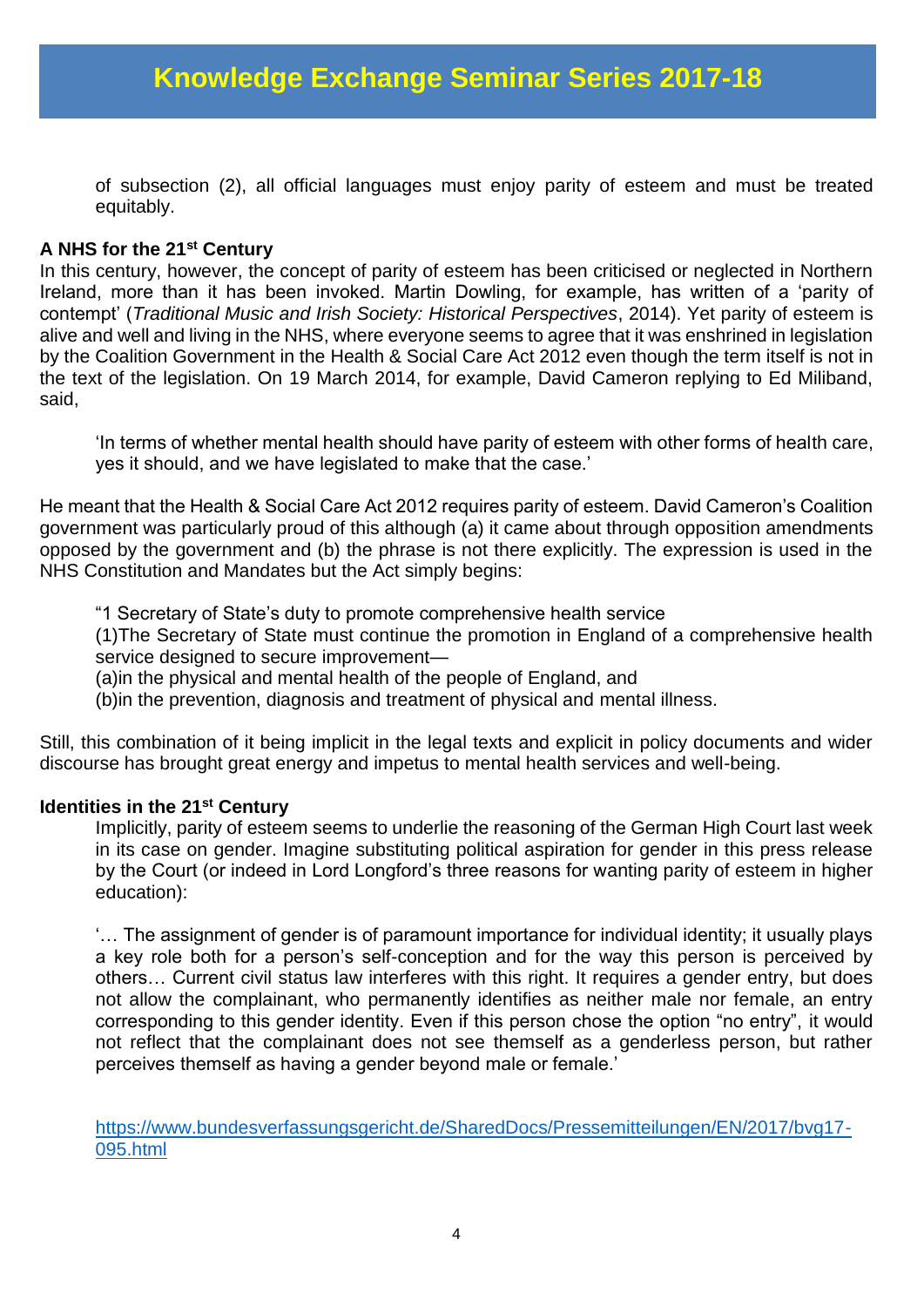of subsection (2), all official languages must enjoy parity of esteem and must be treated equitably.

### A NHS for the 21st Century

In this century, however, the concept of parity of esteem has been criticised or neglected in Northern Ireland, more than it has been invoked. Martin Dowling, for example, has written of a 'parity of contempt' (*Traditional Music and Irish Society: Historical Perspectives*, 2014). Yet parity of esteem is alive and well and living in the NHS, where everyone seems to agree that it was enshrined in legislation by the Coalition Government in the Health & Social Care Act 2012 even though the term itself is not in the text of the legislation. On 19 March 2014, for example, David Cameron replying to Ed Miliband, said,

> 'In terms of whether mental health should have parity of esteem with other forms of health care, yes it should, and we have legislated to make that the case.'

He meant that the Health & Social Care Act 2012 requires parity of esteem. David Cameron's Coalition government was particularly proud of this although (a) it came about through opposition amendments opposed by the government and (b) the phrase is not there explicitly. The expression is used in the NHS Constitution and Mandates but the Act simply begins:

> "1 Secretary of State's duty to promote comprehensive health service
> (1)The Secretary of State must continue the promotion in England of a comprehensive health service designed to secure improvement—
> (a)in the physical and mental health of the people of England, and
> (b)in the prevention, diagnosis and treatment of physical and mental illness.

Still, this combination of it being implicit in the legal texts and explicit in policy documents and wider discourse has brought great energy and impetus to mental health services and well-being.

### Identities in the 21st Century

Implicitly, parity of esteem seems to underlie the reasoning of the German High Court last week in its case on gender. Imagine substituting political aspiration for gender in this press release by the Court (or indeed in Lord Longford's three reasons for wanting parity of esteem in higher education):

> '… The assignment of gender is of paramount importance for individual identity; it usually plays a key role both for a person's self-conception and for the way this person is perceived by others… Current civil status law interferes with this right. It requires a gender entry, but does not allow the complainant, who permanently identifies as neither male nor female, an entry corresponding to this gender identity. Even if this person chose the option "no entry", it would not reflect that the complainant does not see themself as a genderless person, but rather perceives themself as having a gender beyond male or female.'

https://www.bundesverfassungsgericht.de/SharedDocs/Pressemitteilungen/EN/2017/bvg17-095.html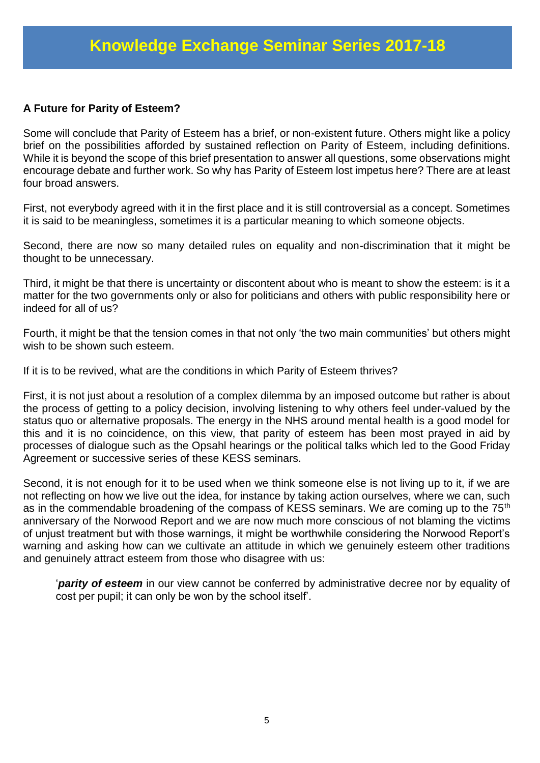# Knowledge Exchange Seminar Series 2017-18

**A Future for Parity of Esteem?**

Some will conclude that Parity of Esteem has a brief, or non-existent future. Others might like a policy brief on the possibilities afforded by sustained reflection on Parity of Esteem, including definitions. While it is beyond the scope of this brief presentation to answer all questions, some observations might encourage debate and further work. So why has Parity of Esteem lost impetus here? There are at least four broad answers.

First, not everybody agreed with it in the first place and it is still controversial as a concept. Sometimes it is said to be meaningless, sometimes it is a particular meaning to which someone objects.

Second, there are now so many detailed rules on equality and non-discrimination that it might be thought to be unnecessary.

Third, it might be that there is uncertainty or discontent about who is meant to show the esteem: is it a matter for the two governments only or also for politicians and others with public responsibility here or indeed for all of us?

Fourth, it might be that the tension comes in that not only 'the two main communities' but others might wish to be shown such esteem.

If it is to be revived, what are the conditions in which Parity of Esteem thrives?

First, it is not just about a resolution of a complex dilemma by an imposed outcome but rather is about the process of getting to a policy decision, involving listening to why others feel under-valued by the status quo or alternative proposals. The energy in the NHS around mental health is a good model for this and it is no coincidence, on this view, that parity of esteem has been most prayed in aid by processes of dialogue such as the Opsahl hearings or the political talks which led to the Good Friday Agreement or successive series of these KESS seminars.

Second, it is not enough for it to be used when we think someone else is not living up to it, if we are not reflecting on how we live out the idea, for instance by taking action ourselves, where we can, such as in the commendable broadening of the compass of KESS seminars. We are coming up to the 75th anniversary of the Norwood Report and we are now much more conscious of not blaming the victims of unjust treatment but with those warnings, it might be worthwhile considering the Norwood Report's warning and asking how can we cultivate an attitude in which we genuinely esteem other traditions and genuinely attract esteem from those who disagree with us:

> '***parity of esteem*** in our view cannot be conferred by administrative decree nor by equality of cost per pupil; it can only be won by the school itself'.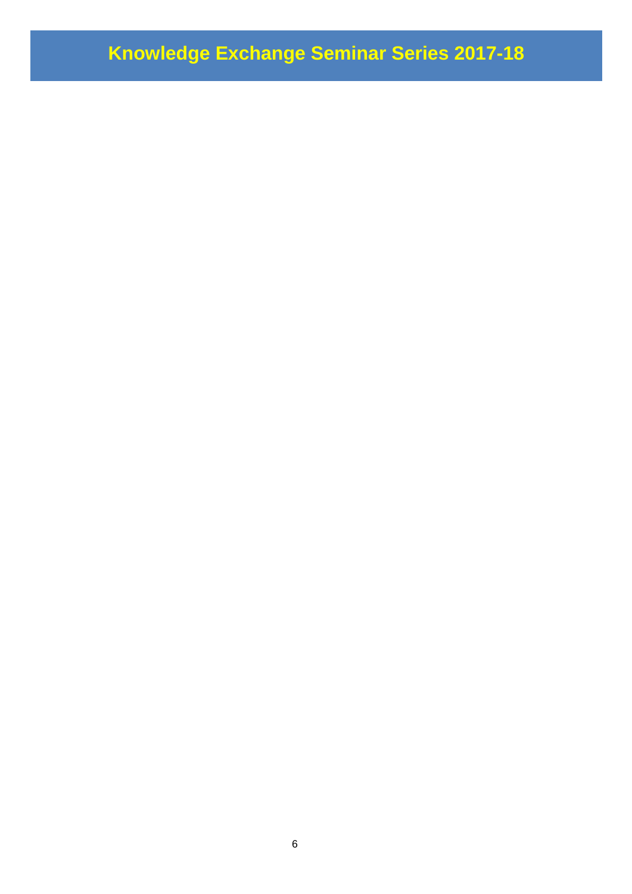# Knowledge Exchange Seminar Series 2017-18